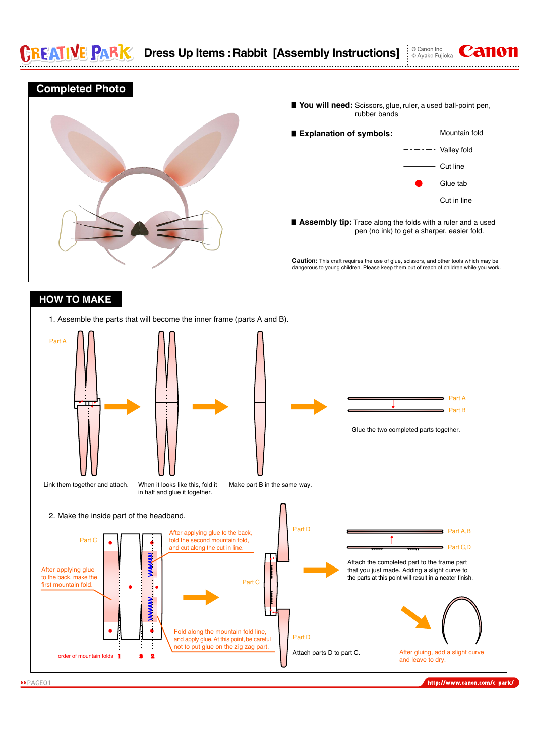# Dress Up Items : Rabbit [Assembly Instructions]

© Canon Inc.
© Ayako Fujioka

## Completed Photo

**You will need:** Scissors, glue, ruler, a used ball-point pen, rubber bands

**Explanation of symbols:**

- Mountain fold
- Valley fold
- Cut line
- Glue tab
- Cut in line

**Assembly tip:** Trace along the folds with a ruler and a used pen (no ink) to get a sharper, easier fold.

**Caution:** This craft requires the use of glue, scissors, and other tools which may be dangerous to young children. Please keep them out of reach of children while you work.

## HOW TO MAKE

1. Assemble the parts that will become the inner frame (parts A and B).

Part A

Link them together and attach.

When it looks like this, fold it in half and glue it together.

Make part B in the same way.

Part A
Part B

Glue the two completed parts together.

2. Make the inside part of the headband.

Part C

After applying glue to the back, make the first mountain fold.

After applying glue to the back, fold the second mountain fold, and cut along the cut in line.

Fold along the mountain fold line, and apply glue. At this point, be careful not to put glue on the zig zag part.

order of mountain folds 1 3 2

Part D

Part C

Part D

Attach parts D to part C.

Part A,B
Part C,D

Attach the completed part to the frame part that you just made. Adding a slight curve to the parts at this point will result in a neater finish.

After gluing, add a slight curve and leave to dry.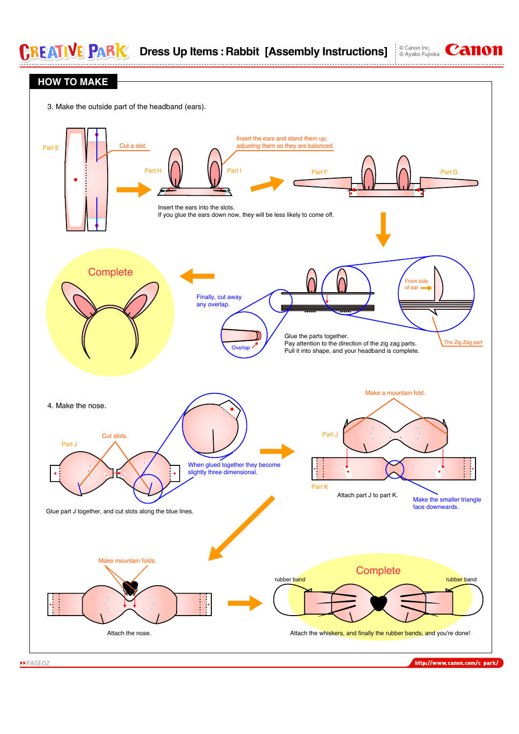## HOW TO MAKE

3. Make the outside part of the headband (ears).

Part E

Cut a slot.

Part H

Part I

Insert the ears and stand them up, adjusting them so they are balanced.

Insert the ears into the slots.
If you glue the ears down now, they will be less likely to come off.

Part F

Part G

Complete

Finally, cut away any overlap.

Overlap

Front side of ear

The Zig Zag part

Glue the parts together.
Pay attention to the direction of the zig zag parts.
Pull it into shape, and your headband is complete.

4. Make the nose.

Cut slots.

Part J

When glued together they become slightly three dimensional.

Glue part J together, and cut slots along the blue lines.

Make a mountain fold.

Part J

Part K

Attach part J to part K.

Make the smaller triangle face downwards.

Make mountain folds.

Attach the nose.

Complete

rubber band

rubber band

Attach the whiskers, and finally the rubber bands, and you're done!